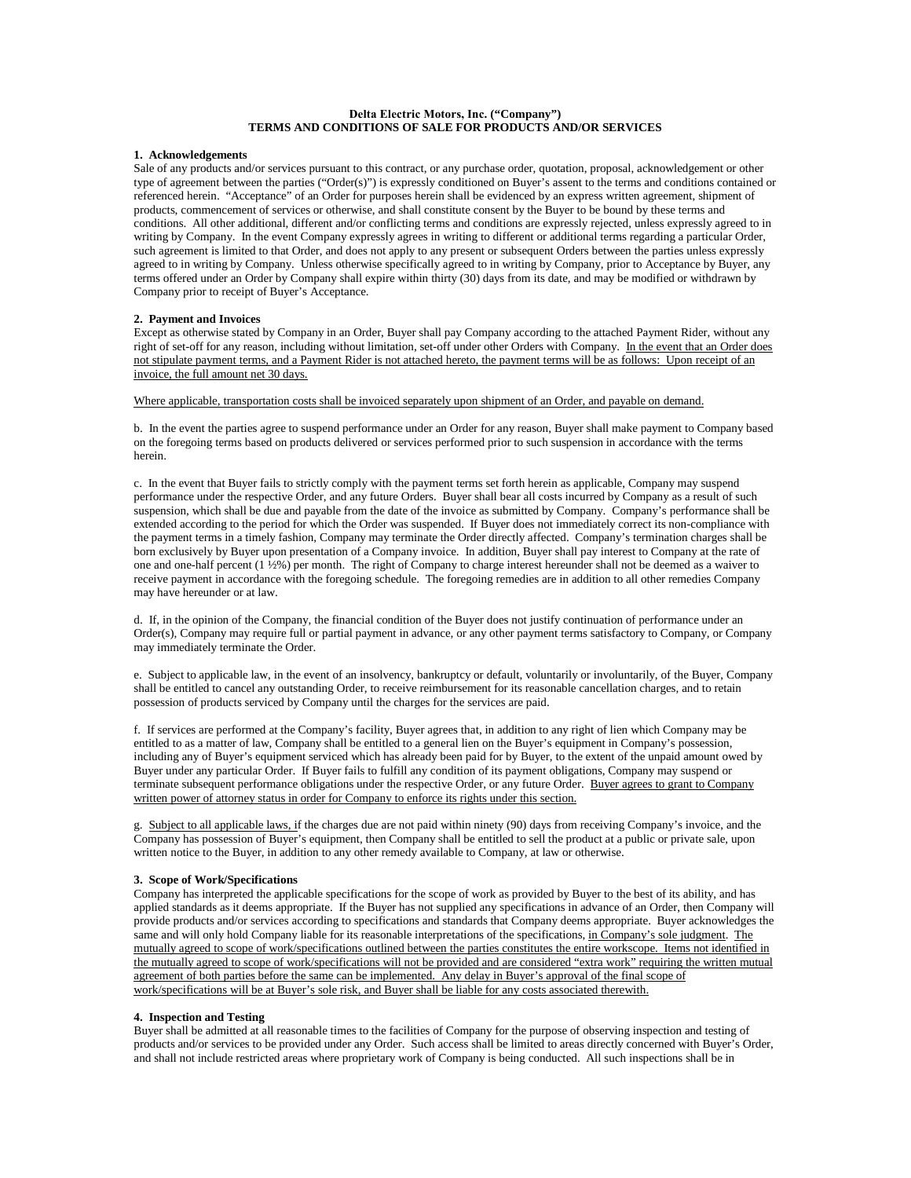**Delta Electric Motors, Inc. ("Company")**
**TERMS AND CONDITIONS OF SALE FOR PRODUCTS AND/OR SERVICES**

**1. Acknowledgements**

Sale of any products and/or services pursuant to this contract, or any purchase order, quotation, proposal, acknowledgement or other type of agreement between the parties ("Order(s)") is expressly conditioned on Buyer's assent to the terms and conditions contained or referenced herein. "Acceptance" of an Order for purposes herein shall be evidenced by an express written agreement, shipment of products, commencement of services or otherwise, and shall constitute consent by the Buyer to be bound by these terms and conditions. All other additional, different and/or conflicting terms and conditions are expressly rejected, unless expressly agreed to in writing by Company. In the event Company expressly agrees in writing to different or additional terms regarding a particular Order, such agreement is limited to that Order, and does not apply to any present or subsequent Orders between the parties unless expressly agreed to in writing by Company. Unless otherwise specifically agreed to in writing by Company, prior to Acceptance by Buyer, any terms offered under an Order by Company shall expire within thirty (30) days from its date, and may be modified or withdrawn by Company prior to receipt of Buyer's Acceptance.

**2. Payment and Invoices**

Except as otherwise stated by Company in an Order, Buyer shall pay Company according to the attached Payment Rider, without any right of set-off for any reason, including without limitation, set-off under other Orders with Company. <u>In the event that an Order does not stipulate payment terms, and a Payment Rider is not attached hereto, the payment terms will be as follows: Upon receipt of an invoice, the full amount net 30 days.</u>

<u>Where applicable, transportation costs shall be invoiced separately upon shipment of an Order, and payable on demand.</u>

b. In the event the parties agree to suspend performance under an Order for any reason, Buyer shall make payment to Company based on the foregoing terms based on products delivered or services performed prior to such suspension in accordance with the terms herein.

c. In the event that Buyer fails to strictly comply with the payment terms set forth herein as applicable, Company may suspend performance under the respective Order, and any future Orders. Buyer shall bear all costs incurred by Company as a result of such suspension, which shall be due and payable from the date of the invoice as submitted by Company. Company's performance shall be extended according to the period for which the Order was suspended. If Buyer does not immediately correct its non-compliance with the payment terms in a timely fashion, Company may terminate the Order directly affected. Company's termination charges shall be born exclusively by Buyer upon presentation of a Company invoice. In addition, Buyer shall pay interest to Company at the rate of one and one-half percent (1 ½%) per month. The right of Company to charge interest hereunder shall not be deemed as a waiver to receive payment in accordance with the foregoing schedule. The foregoing remedies are in addition to all other remedies Company may have hereunder or at law.

d. If, in the opinion of the Company, the financial condition of the Buyer does not justify continuation of performance under an Order(s), Company may require full or partial payment in advance, or any other payment terms satisfactory to Company, or Company may immediately terminate the Order.

e. Subject to applicable law, in the event of an insolvency, bankruptcy or default, voluntarily or involuntarily, of the Buyer, Company shall be entitled to cancel any outstanding Order, to receive reimbursement for its reasonable cancellation charges, and to retain possession of products serviced by Company until the charges for the services are paid.

f. If services are performed at the Company's facility, Buyer agrees that, in addition to any right of lien which Company may be entitled to as a matter of law, Company shall be entitled to a general lien on the Buyer's equipment in Company's possession, including any of Buyer's equipment serviced which has already been paid for by Buyer, to the extent of the unpaid amount owed by Buyer under any particular Order. If Buyer fails to fulfill any condition of its payment obligations, Company may suspend or terminate subsequent performance obligations under the respective Order, or any future Order. <u>Buyer agrees to grant to Company written power of attorney status in order for Company to enforce its rights under this section.</u>

g. <u>Subject to all applicable laws, i</u>f the charges due are not paid within ninety (90) days from receiving Company's invoice, and the Company has possession of Buyer's equipment, then Company shall be entitled to sell the product at a public or private sale, upon written notice to the Buyer, in addition to any other remedy available to Company, at law or otherwise.

**3. Scope of Work/Specifications**

Company has interpreted the applicable specifications for the scope of work as provided by Buyer to the best of its ability, and has applied standards as it deems appropriate. If the Buyer has not supplied any specifications in advance of an Order, then Company will provide products and/or services according to specifications and standards that Company deems appropriate. Buyer acknowledges the same and will only hold Company liable for its reasonable interpretations of the specifications, <u>in Company's sole judgment</u>. <u>The mutually agreed to scope of work/specifications outlined between the parties constitutes the entire workscope. Items not identified in the mutually agreed to scope of work/specifications will not be provided and are considered "extra work" requiring the written mutual agreement of both parties before the same can be implemented. Any delay in Buyer's approval of the final scope of work/specifications will be at Buyer's sole risk, and Buyer shall be liable for any costs associated therewith.</u>

**4. Inspection and Testing**

Buyer shall be admitted at all reasonable times to the facilities of Company for the purpose of observing inspection and testing of products and/or services to be provided under any Order. Such access shall be limited to areas directly concerned with Buyer's Order, and shall not include restricted areas where proprietary work of Company is being conducted. All such inspections shall be in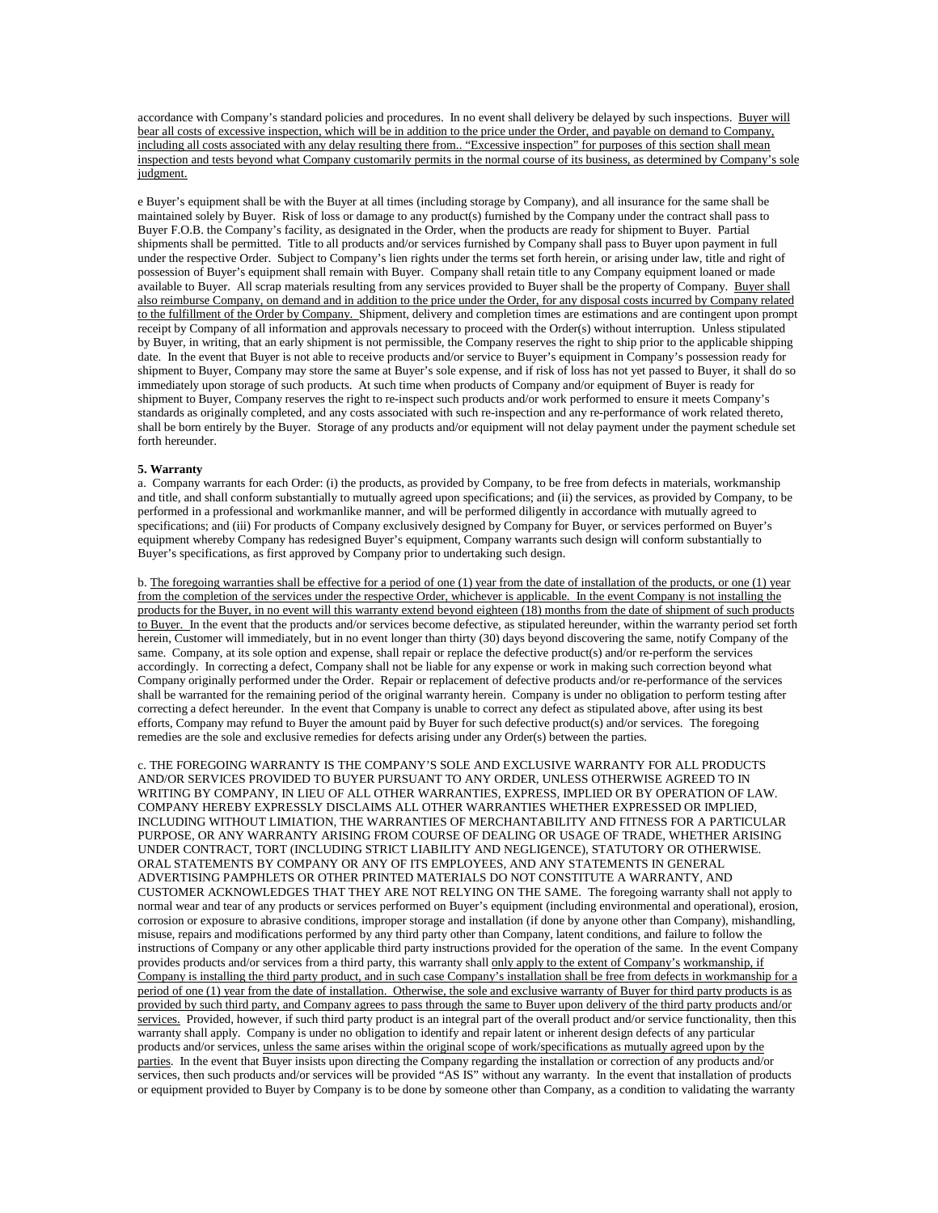accordance with Company's standard policies and procedures. In no event shall delivery be delayed by such inspections. Buyer will bear all costs of excessive inspection, which will be in addition to the price under the Order, and payable on demand to Company, including all costs associated with any delay resulting there from.. "Excessive inspection" for purposes of this section shall mean inspection and tests beyond what Company customarily permits in the normal course of its business, as determined by Company's sole judgment.

e Buyer's equipment shall be with the Buyer at all times (including storage by Company), and all insurance for the same shall be maintained solely by Buyer. Risk of loss or damage to any product(s) furnished by the Company under the contract shall pass to Buyer F.O.B. the Company's facility, as designated in the Order, when the products are ready for shipment to Buyer. Partial shipments shall be permitted. Title to all products and/or services furnished by Company shall pass to Buyer upon payment in full under the respective Order. Subject to Company's lien rights under the terms set forth herein, or arising under law, title and right of possession of Buyer's equipment shall remain with Buyer. Company shall retain title to any Company equipment loaned or made available to Buyer. All scrap materials resulting from any services provided to Buyer shall be the property of Company. Buyer shall also reimburse Company, on demand and in addition to the price under the Order, for any disposal costs incurred by Company related to the fulfillment of the Order by Company. Shipment, delivery and completion times are estimations and are contingent upon prompt receipt by Company of all information and approvals necessary to proceed with the Order(s) without interruption. Unless stipulated by Buyer, in writing, that an early shipment is not permissible, the Company reserves the right to ship prior to the applicable shipping date. In the event that Buyer is not able to receive products and/or service to Buyer's equipment in Company's possession ready for shipment to Buyer, Company may store the same at Buyer's sole expense, and if risk of loss has not yet passed to Buyer, it shall do so immediately upon storage of such products. At such time when products of Company and/or equipment of Buyer is ready for shipment to Buyer, Company reserves the right to re-inspect such products and/or work performed to ensure it meets Company's standards as originally completed, and any costs associated with such re-inspection and any re-performance of work related thereto, shall be born entirely by the Buyer. Storage of any products and/or equipment will not delay payment under the payment schedule set forth hereunder.

**5. Warranty**

a. Company warrants for each Order: (i) the products, as provided by Company, to be free from defects in materials, workmanship and title, and shall conform substantially to mutually agreed upon specifications; and (ii) the services, as provided by Company, to be performed in a professional and workmanlike manner, and will be performed diligently in accordance with mutually agreed to specifications; and (iii) For products of Company exclusively designed by Company for Buyer, or services performed on Buyer's equipment whereby Company has redesigned Buyer's equipment, Company warrants such design will conform substantially to Buyer's specifications, as first approved by Company prior to undertaking such design.

b. The foregoing warranties shall be effective for a period of one (1) year from the date of installation of the products, or one (1) year from the completion of the services under the respective Order, whichever is applicable. In the event Company is not installing the products for the Buyer, in no event will this warranty extend beyond eighteen (18) months from the date of shipment of such products to Buyer. In the event that the products and/or services become defective, as stipulated hereunder, within the warranty period set forth herein, Customer will immediately, but in no event longer than thirty (30) days beyond discovering the same, notify Company of the same. Company, at its sole option and expense, shall repair or replace the defective product(s) and/or re-perform the services accordingly. In correcting a defect, Company shall not be liable for any expense or work in making such correction beyond what Company originally performed under the Order. Repair or replacement of defective products and/or re-performance of the services shall be warranted for the remaining period of the original warranty herein. Company is under no obligation to perform testing after correcting a defect hereunder. In the event that Company is unable to correct any defect as stipulated above, after using its best efforts, Company may refund to Buyer the amount paid by Buyer for such defective product(s) and/or services. The foregoing remedies are the sole and exclusive remedies for defects arising under any Order(s) between the parties.

c. THE FOREGOING WARRANTY IS THE COMPANY'S SOLE AND EXCLUSIVE WARRANTY FOR ALL PRODUCTS AND/OR SERVICES PROVIDED TO BUYER PURSUANT TO ANY ORDER, UNLESS OTHERWISE AGREED TO IN WRITING BY COMPANY, IN LIEU OF ALL OTHER WARRANTIES, EXPRESS, IMPLIED OR BY OPERATION OF LAW. COMPANY HEREBY EXPRESSLY DISCLAIMS ALL OTHER WARRANTIES WHETHER EXPRESSED OR IMPLIED, INCLUDING WITHOUT LIMIATION, THE WARRANTIES OF MERCHANTABILITY AND FITNESS FOR A PARTICULAR PURPOSE, OR ANY WARRANTY ARISING FROM COURSE OF DEALING OR USAGE OF TRADE, WHETHER ARISING UNDER CONTRACT, TORT (INCLUDING STRICT LIABILITY AND NEGLIGENCE), STATUTORY OR OTHERWISE. ORAL STATEMENTS BY COMPANY OR ANY OF ITS EMPLOYEES, AND ANY STATEMENTS IN GENERAL ADVERTISING PAMPHLETS OR OTHER PRINTED MATERIALS DO NOT CONSTITUTE A WARRANTY, AND CUSTOMER ACKNOWLEDGES THAT THEY ARE NOT RELYING ON THE SAME. The foregoing warranty shall not apply to normal wear and tear of any products or services performed on Buyer's equipment (including environmental and operational), erosion, corrosion or exposure to abrasive conditions, improper storage and installation (if done by anyone other than Company), mishandling, misuse, repairs and modifications performed by any third party other than Company, latent conditions, and failure to follow the instructions of Company or any other applicable third party instructions provided for the operation of the same. In the event Company provides products and/or services from a third party, this warranty shall only apply to the extent of Company's workmanship, if Company is installing the third party product, and in such case Company's installation shall be free from defects in workmanship for a period of one (1) year from the date of installation. Otherwise, the sole and exclusive warranty of Buyer for third party products is as provided by such third party, and Company agrees to pass through the same to Buyer upon delivery of the third party products and/or services. Provided, however, if such third party product is an integral part of the overall product and/or service functionality, then this warranty shall apply. Company is under no obligation to identify and repair latent or inherent design defects of any particular products and/or services, unless the same arises within the original scope of work/specifications as mutually agreed upon by the parties. In the event that Buyer insists upon directing the Company regarding the installation or correction of any products and/or services, then such products and/or services will be provided "AS IS" without any warranty. In the event that installation of products or equipment provided to Buyer by Company is to be done by someone other than Company, as a condition to validating the warranty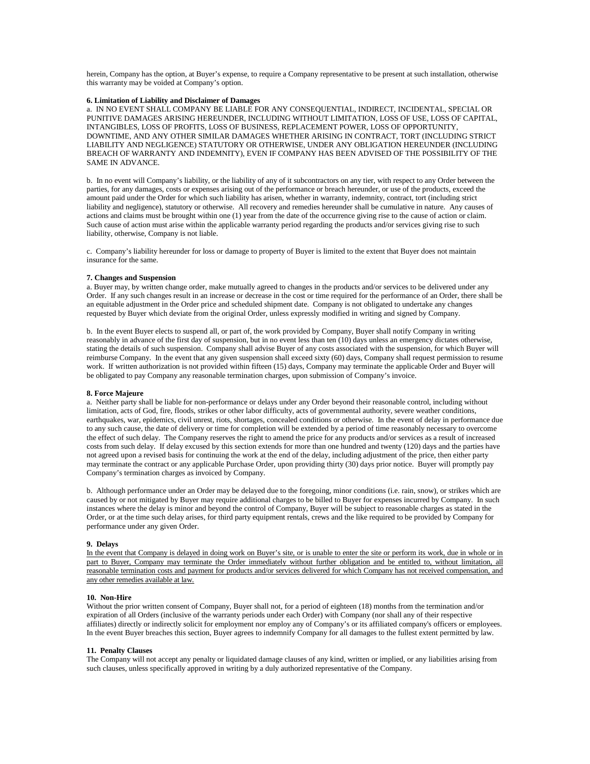herein, Company has the option, at Buyer's expense, to require a Company representative to be present at such installation, otherwise this warranty may be voided at Company's option.

**6. Limitation of Liability and Disclaimer of Damages**

a. IN NO EVENT SHALL COMPANY BE LIABLE FOR ANY CONSEQUENTIAL, INDIRECT, INCIDENTAL, SPECIAL OR PUNITIVE DAMAGES ARISING HEREUNDER, INCLUDING WITHOUT LIMITATION, LOSS OF USE, LOSS OF CAPITAL, INTANGIBLES, LOSS OF PROFITS, LOSS OF BUSINESS, REPLACEMENT POWER, LOSS OF OPPORTUNITY, DOWNTIME, AND ANY OTHER SIMILAR DAMAGES WHETHER ARISING IN CONTRACT, TORT (INCLUDING STRICT LIABILITY AND NEGLIGENCE) STATUTORY OR OTHERWISE, UNDER ANY OBLIGATION HEREUNDER (INCLUDING BREACH OF WARRANTY AND INDEMNITY), EVEN IF COMPANY HAS BEEN ADVISED OF THE POSSIBILITY OF THE SAME IN ADVANCE.

b. In no event will Company's liability, or the liability of any of it subcontractors on any tier, with respect to any Order between the parties, for any damages, costs or expenses arising out of the performance or breach hereunder, or use of the products, exceed the amount paid under the Order for which such liability has arisen, whether in warranty, indemnity, contract, tort (including strict liability and negligence), statutory or otherwise. All recovery and remedies hereunder shall be cumulative in nature. Any causes of actions and claims must be brought within one (1) year from the date of the occurrence giving rise to the cause of action or claim. Such cause of action must arise within the applicable warranty period regarding the products and/or services giving rise to such liability, otherwise, Company is not liable.

c. Company's liability hereunder for loss or damage to property of Buyer is limited to the extent that Buyer does not maintain insurance for the same.

**7. Changes and Suspension**

a. Buyer may, by written change order, make mutually agreed to changes in the products and/or services to be delivered under any Order. If any such changes result in an increase or decrease in the cost or time required for the performance of an Order, there shall be an equitable adjustment in the Order price and scheduled shipment date. Company is not obligated to undertake any changes requested by Buyer which deviate from the original Order, unless expressly modified in writing and signed by Company.

b. In the event Buyer elects to suspend all, or part of, the work provided by Company, Buyer shall notify Company in writing reasonably in advance of the first day of suspension, but in no event less than ten (10) days unless an emergency dictates otherwise, stating the details of such suspension. Company shall advise Buyer of any costs associated with the suspension, for which Buyer will reimburse Company. In the event that any given suspension shall exceed sixty (60) days, Company shall request permission to resume work. If written authorization is not provided within fifteen (15) days, Company may terminate the applicable Order and Buyer will be obligated to pay Company any reasonable termination charges, upon submission of Company's invoice.

**8. Force Majeure**

a. Neither party shall be liable for non-performance or delays under any Order beyond their reasonable control, including without limitation, acts of God, fire, floods, strikes or other labor difficulty, acts of governmental authority, severe weather conditions, earthquakes, war, epidemics, civil unrest, riots, shortages, concealed conditions or otherwise. In the event of delay in performance due to any such cause, the date of delivery or time for completion will be extended by a period of time reasonably necessary to overcome the effect of such delay. The Company reserves the right to amend the price for any products and/or services as a result of increased costs from such delay. If delay excused by this section extends for more than one hundred and twenty (120) days and the parties have not agreed upon a revised basis for continuing the work at the end of the delay, including adjustment of the price, then either party may terminate the contract or any applicable Purchase Order, upon providing thirty (30) days prior notice. Buyer will promptly pay Company's termination charges as invoiced by Company.

b. Although performance under an Order may be delayed due to the foregoing, minor conditions (i.e. rain, snow), or strikes which are caused by or not mitigated by Buyer may require additional charges to be billed to Buyer for expenses incurred by Company. In such instances where the delay is minor and beyond the control of Company, Buyer will be subject to reasonable charges as stated in the Order, or at the time such delay arises, for third party equipment rentals, crews and the like required to be provided by Company for performance under any given Order.

**9. Delays**

<u>In the event that Company is delayed in doing work on Buyer's site, or is unable to enter the site or perform its work, due in whole or in part to Buyer, Company may terminate the Order immediately without further obligation and be entitled to, without limitation, all reasonable termination costs and payment for products and/or services delivered for which Company has not received compensation, and any other remedies available at law.</u>

**10. Non-Hire**

Without the prior written consent of Company, Buyer shall not, for a period of eighteen (18) months from the termination and/or expiration of all Orders (inclusive of the warranty periods under each Order) with Company (nor shall any of their respective affiliates) directly or indirectly solicit for employment nor employ any of Company's or its affiliated company's officers or employees. In the event Buyer breaches this section, Buyer agrees to indemnify Company for all damages to the fullest extent permitted by law.

**11. Penalty Clauses**

The Company will not accept any penalty or liquidated damage clauses of any kind, written or implied, or any liabilities arising from such clauses, unless specifically approved in writing by a duly authorized representative of the Company.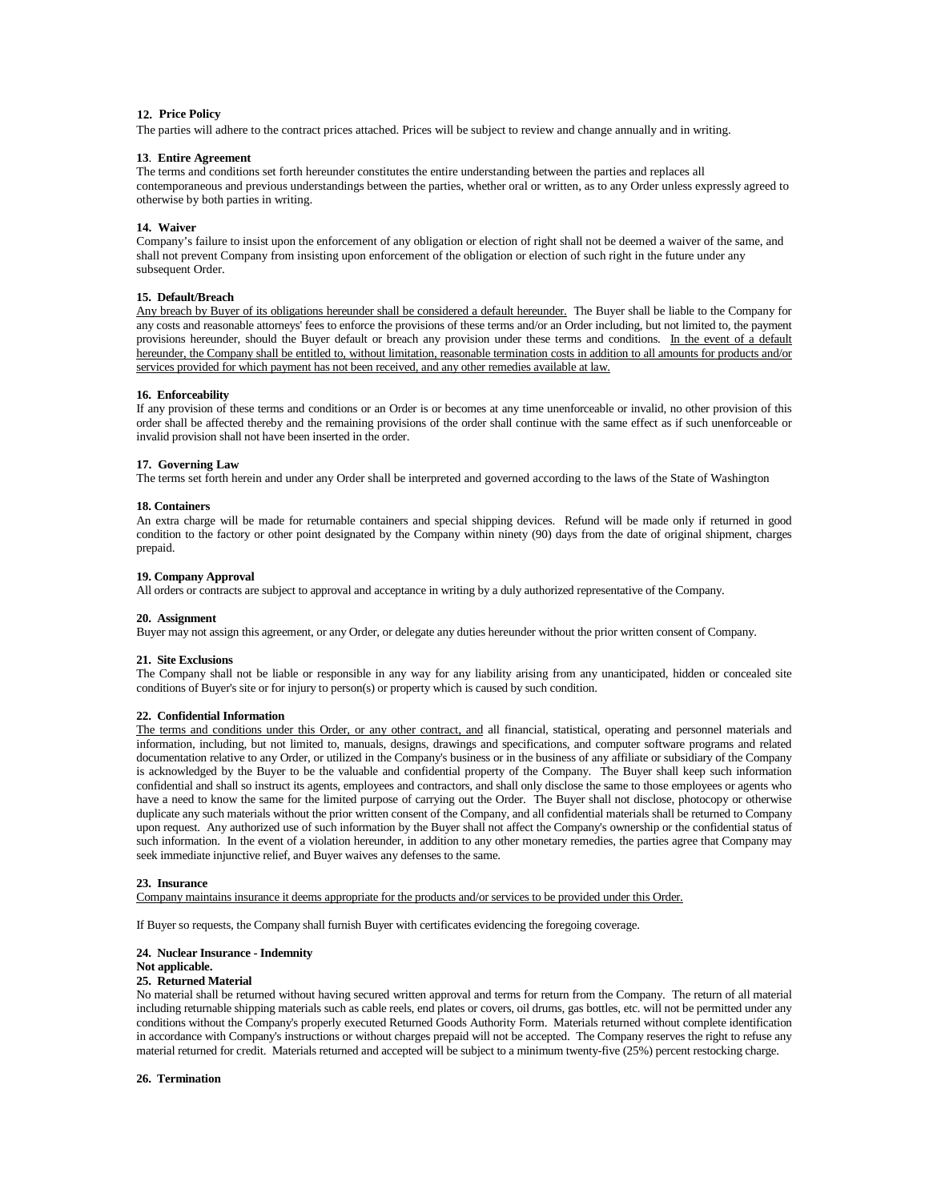**12. Price Policy**

The parties will adhere to the contract prices attached. Prices will be subject to review and change annually and in writing.

**13. Entire Agreement**

The terms and conditions set forth hereunder constitutes the entire understanding between the parties and replaces all contemporaneous and previous understandings between the parties, whether oral or written, as to any Order unless expressly agreed to otherwise by both parties in writing.

**14. Waiver**

Company's failure to insist upon the enforcement of any obligation or election of right shall not be deemed a waiver of the same, and shall not prevent Company from insisting upon enforcement of the obligation or election of such right in the future under any subsequent Order.

**15. Default/Breach**

Any breach by Buyer of its obligations hereunder shall be considered a default hereunder. The Buyer shall be liable to the Company for any costs and reasonable attorneys' fees to enforce the provisions of these terms and/or an Order including, but not limited to, the payment provisions hereunder, should the Buyer default or breach any provision under these terms and conditions. In the event of a default hereunder, the Company shall be entitled to, without limitation, reasonable termination costs in addition to all amounts for products and/or services provided for which payment has not been received, and any other remedies available at law.

**16. Enforceability**

If any provision of these terms and conditions or an Order is or becomes at any time unenforceable or invalid, no other provision of this order shall be affected thereby and the remaining provisions of the order shall continue with the same effect as if such unenforceable or invalid provision shall not have been inserted in the order.

**17. Governing Law**

The terms set forth herein and under any Order shall be interpreted and governed according to the laws of the State of Washington

**18. Containers**

An extra charge will be made for returnable containers and special shipping devices. Refund will be made only if returned in good condition to the factory or other point designated by the Company within ninety (90) days from the date of original shipment, charges prepaid.

**19. Company Approval**

All orders or contracts are subject to approval and acceptance in writing by a duly authorized representative of the Company.

**20. Assignment**

Buyer may not assign this agreement, or any Order, or delegate any duties hereunder without the prior written consent of Company.

**21. Site Exclusions**

The Company shall not be liable or responsible in any way for any liability arising from any unanticipated, hidden or concealed site conditions of Buyer's site or for injury to person(s) or property which is caused by such condition.

**22. Confidential Information**

The terms and conditions under this Order, or any other contract, and all financial, statistical, operating and personnel materials and information, including, but not limited to, manuals, designs, drawings and specifications, and computer software programs and related documentation relative to any Order, or utilized in the Company's business or in the business of any affiliate or subsidiary of the Company is acknowledged by the Buyer to be the valuable and confidential property of the Company. The Buyer shall keep such information confidential and shall so instruct its agents, employees and contractors, and shall only disclose the same to those employees or agents who have a need to know the same for the limited purpose of carrying out the Order. The Buyer shall not disclose, photocopy or otherwise duplicate any such materials without the prior written consent of the Company, and all confidential materials shall be returned to Company upon request. Any authorized use of such information by the Buyer shall not affect the Company's ownership or the confidential status of such information. In the event of a violation hereunder, in addition to any other monetary remedies, the parties agree that Company may seek immediate injunctive relief, and Buyer waives any defenses to the same.

**23. Insurance**

Company maintains insurance it deems appropriate for the products and/or services to be provided under this Order.

If Buyer so requests, the Company shall furnish Buyer with certificates evidencing the foregoing coverage.

**24. Nuclear Insurance - Indemnity**

**Not applicable.**

**25. Returned Material**

No material shall be returned without having secured written approval and terms for return from the Company. The return of all material including returnable shipping materials such as cable reels, end plates or covers, oil drums, gas bottles, etc. will not be permitted under any conditions without the Company's properly executed Returned Goods Authority Form. Materials returned without complete identification in accordance with Company's instructions or without charges prepaid will not be accepted. The Company reserves the right to refuse any material returned for credit. Materials returned and accepted will be subject to a minimum twenty-five (25%) percent restocking charge.

**26. Termination**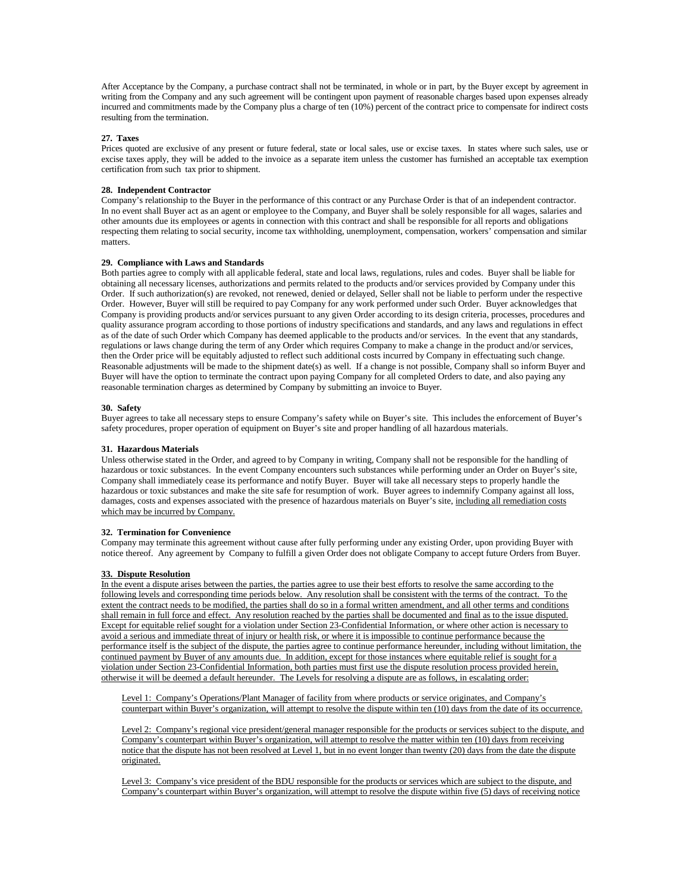After Acceptance by the Company, a purchase contract shall not be terminated, in whole or in part, by the Buyer except by agreement in writing from the Company and any such agreement will be contingent upon payment of reasonable charges based upon expenses already incurred and commitments made by the Company plus a charge of ten (10%) percent of the contract price to compensate for indirect costs resulting from the termination.

**27. Taxes**

Prices quoted are exclusive of any present or future federal, state or local sales, use or excise taxes. In states where such sales, use or excise taxes apply, they will be added to the invoice as a separate item unless the customer has furnished an acceptable tax exemption certification from such tax prior to shipment.

**28. Independent Contractor**

Company's relationship to the Buyer in the performance of this contract or any Purchase Order is that of an independent contractor. In no event shall Buyer act as an agent or employee to the Company, and Buyer shall be solely responsible for all wages, salaries and other amounts due its employees or agents in connection with this contract and shall be responsible for all reports and obligations respecting them relating to social security, income tax withholding, unemployment, compensation, workers' compensation and similar matters.

**29. Compliance with Laws and Standards**

Both parties agree to comply with all applicable federal, state and local laws, regulations, rules and codes. Buyer shall be liable for obtaining all necessary licenses, authorizations and permits related to the products and/or services provided by Company under this Order. If such authorization(s) are revoked, not renewed, denied or delayed, Seller shall not be liable to perform under the respective Order. However, Buyer will still be required to pay Company for any work performed under such Order. Buyer acknowledges that Company is providing products and/or services pursuant to any given Order according to its design criteria, processes, procedures and quality assurance program according to those portions of industry specifications and standards, and any laws and regulations in effect as of the date of such Order which Company has deemed applicable to the products and/or services. In the event that any standards, regulations or laws change during the term of any Order which requires Company to make a change in the product and/or services, then the Order price will be equitably adjusted to reflect such additional costs incurred by Company in effectuating such change. Reasonable adjustments will be made to the shipment date(s) as well. If a change is not possible, Company shall so inform Buyer and Buyer will have the option to terminate the contract upon paying Company for all completed Orders to date, and also paying any reasonable termination charges as determined by Company by submitting an invoice to Buyer.

**30. Safety**

Buyer agrees to take all necessary steps to ensure Company's safety while on Buyer's site. This includes the enforcement of Buyer's safety procedures, proper operation of equipment on Buyer's site and proper handling of all hazardous materials.

**31. Hazardous Materials**

Unless otherwise stated in the Order, and agreed to by Company in writing, Company shall not be responsible for the handling of hazardous or toxic substances. In the event Company encounters such substances while performing under an Order on Buyer's site, Company shall immediately cease its performance and notify Buyer. Buyer will take all necessary steps to properly handle the hazardous or toxic substances and make the site safe for resumption of work. Buyer agrees to indemnify Company against all loss, damages, costs and expenses associated with the presence of hazardous materials on Buyer's site, including all remediation costs which may be incurred by Company.

**32. Termination for Convenience**

Company may terminate this agreement without cause after fully performing under any existing Order, upon providing Buyer with notice thereof. Any agreement by Company to fulfill a given Order does not obligate Company to accept future Orders from Buyer.

**33. Dispute Resolution**

In the event a dispute arises between the parties, the parties agree to use their best efforts to resolve the same according to the following levels and corresponding time periods below. Any resolution shall be consistent with the terms of the contract. To the extent the contract needs to be modified, the parties shall do so in a formal written amendment, and all other terms and conditions shall remain in full force and effect. Any resolution reached by the parties shall be documented and final as to the issue disputed. Except for equitable relief sought for a violation under Section 23-Confidential Information, or where other action is necessary to avoid a serious and immediate threat of injury or health risk, or where it is impossible to continue performance because the performance itself is the subject of the dispute, the parties agree to continue performance hereunder, including without limitation, the continued payment by Buyer of any amounts due. In addition, except for those instances where equitable relief is sought for a violation under Section 23-Confidential Information, both parties must first use the dispute resolution process provided herein, otherwise it will be deemed a default hereunder. The Levels for resolving a dispute are as follows, in escalating order:

Level 1: Company's Operations/Plant Manager of facility from where products or service originates, and Company's counterpart within Buyer's organization, will attempt to resolve the dispute within ten (10) days from the date of its occurrence.

Level 2: Company's regional vice president/general manager responsible for the products or services subject to the dispute, and Company's counterpart within Buyer's organization, will attempt to resolve the matter within ten (10) days from receiving notice that the dispute has not been resolved at Level 1, but in no event longer than twenty (20) days from the date the dispute originated.

Level 3: Company's vice president of the BDU responsible for the products or services which are subject to the dispute, and Company's counterpart within Buyer's organization, will attempt to resolve the dispute within five (5) days of receiving notice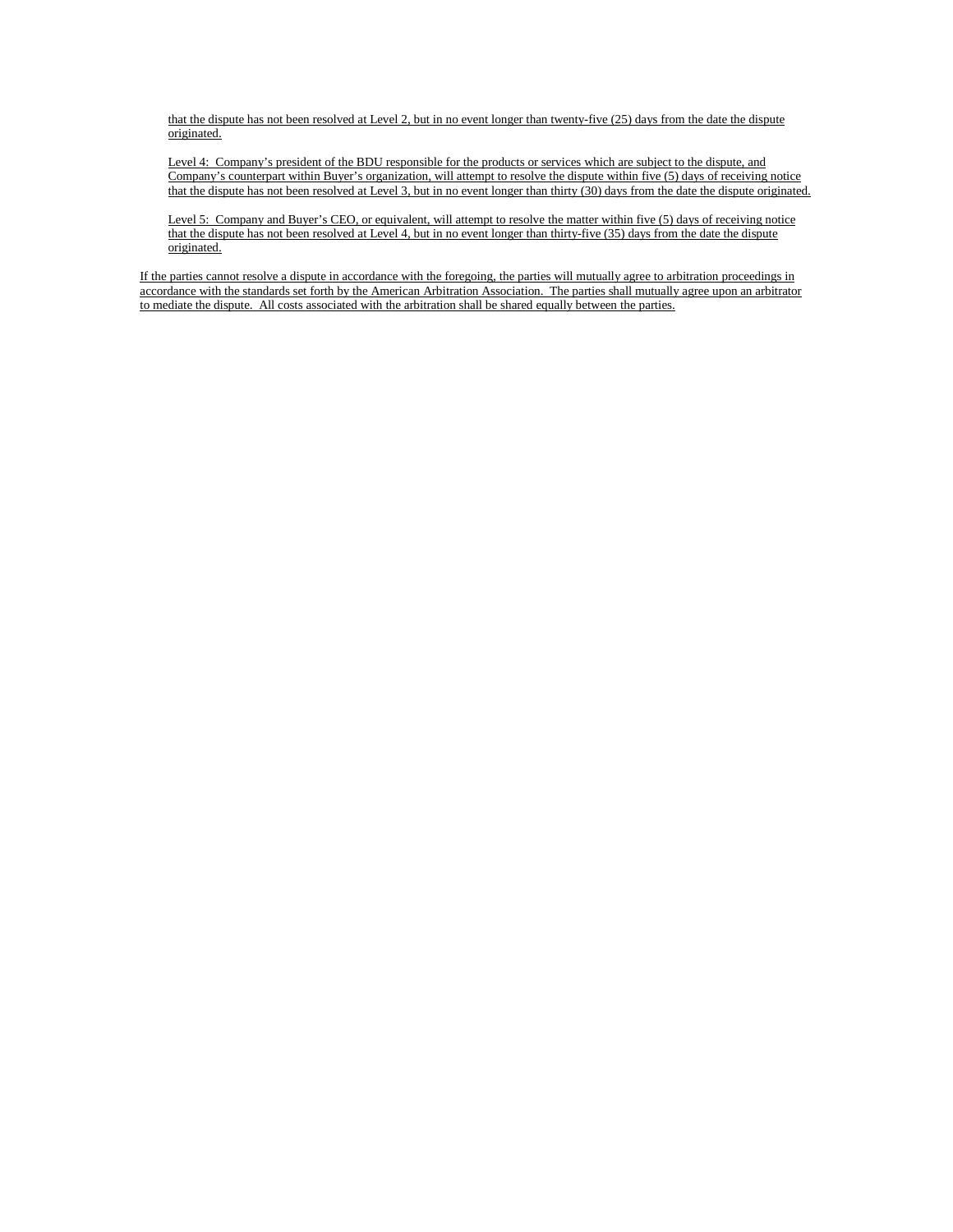that the dispute has not been resolved at Level 2, but in no event longer than twenty-five (25) days from the date the dispute originated.

Level 4: Company's president of the BDU responsible for the products or services which are subject to the dispute, and Company's counterpart within Buyer's organization, will attempt to resolve the dispute within five (5) days of receiving notice that the dispute has not been resolved at Level 3, but in no event longer than thirty (30) days from the date the dispute originated.

Level 5: Company and Buyer's CEO, or equivalent, will attempt to resolve the matter within five (5) days of receiving notice that the dispute has not been resolved at Level 4, but in no event longer than thirty-five (35) days from the date the dispute originated.

If the parties cannot resolve a dispute in accordance with the foregoing, the parties will mutually agree to arbitration proceedings in accordance with the standards set forth by the American Arbitration Association. The parties shall mutually agree upon an arbitrator to mediate the dispute. All costs associated with the arbitration shall be shared equally between the parties.